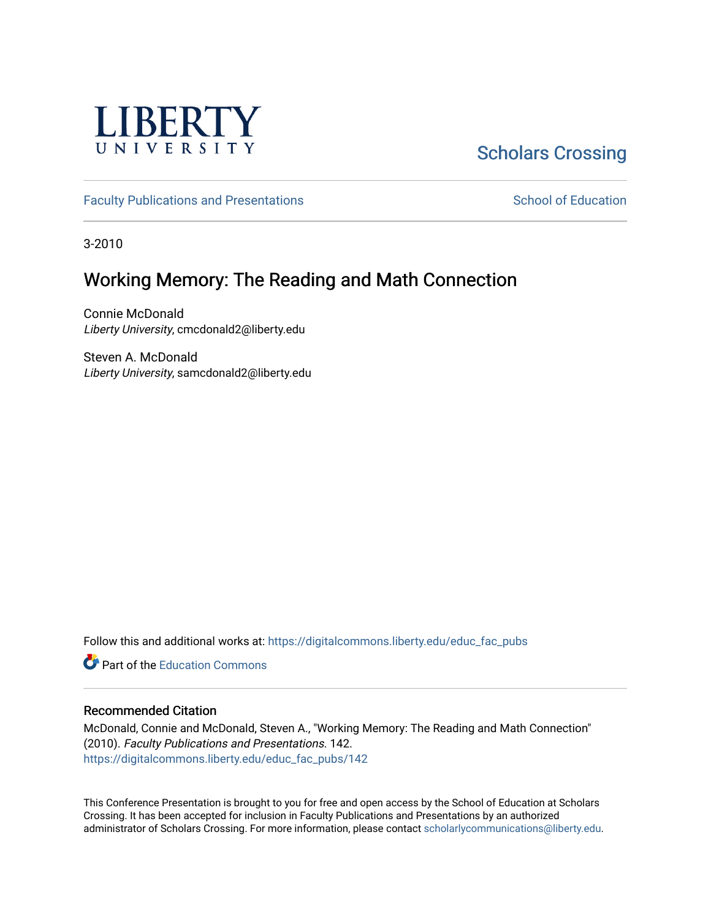LIBERTY UNIVERSITY

Scholars Crossing

Faculty Publications and Presentations

School of Education

3-2010

# Working Memory: The Reading and Math Connection

Connie McDonald
*Liberty University*, cmcdonald2@liberty.edu

Steven A. McDonald
*Liberty University*, samcdonald2@liberty.edu

Follow this and additional works at: https://digitalcommons.liberty.edu/educ_fac_pubs

Part of the Education Commons

## Recommended Citation

McDonald, Connie and McDonald, Steven A., "Working Memory: The Reading and Math Connection" (2010). *Faculty Publications and Presentations*. 142.
https://digitalcommons.liberty.edu/educ_fac_pubs/142

This Conference Presentation is brought to you for free and open access by the School of Education at Scholars Crossing. It has been accepted for inclusion in Faculty Publications and Presentations by an authorized administrator of Scholars Crossing. For more information, please contact scholarlycommunications@liberty.edu.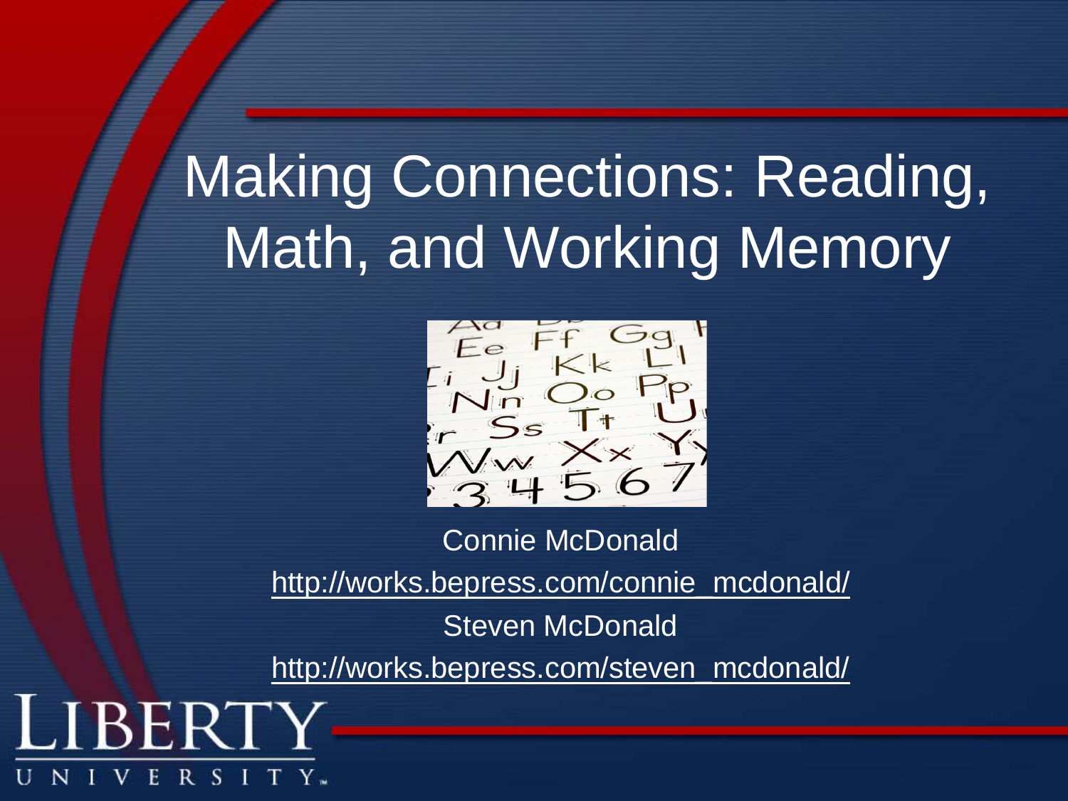# Making Connections: Reading, Math, and Working Memory

Connie McDonald

http://works.bepress.com/connie_mcdonald/

Steven McDonald

http://works.bepress.com/steven_mcdonald/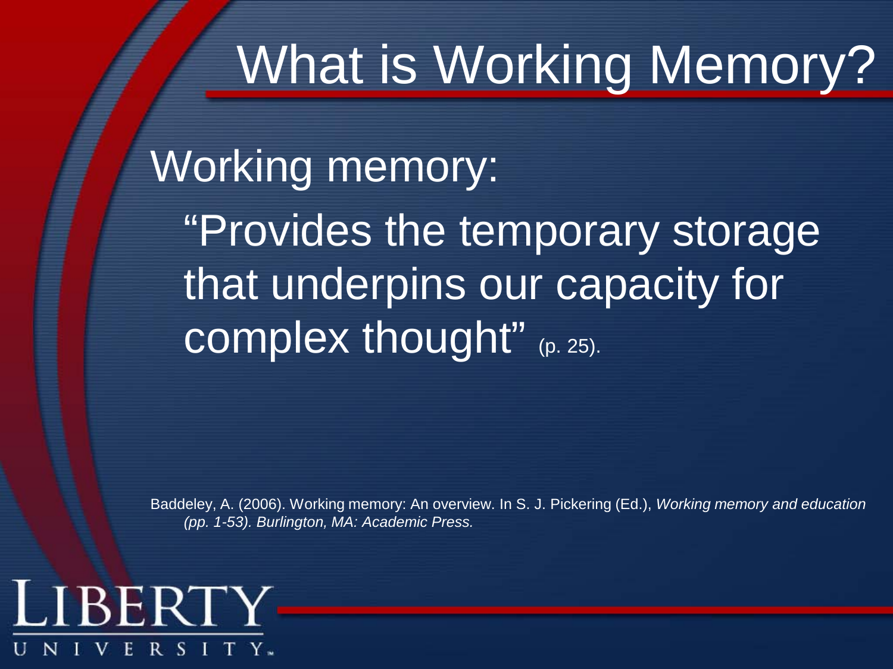# What is Working Memory?

Working memory:

"Provides the temporary storage that underpins our capacity for complex thought" (p. 25).

Baddeley, A. (2006). Working memory: An overview. In S. J. Pickering (Ed.), *Working memory and education (pp. 1-53). Burlington, MA: Academic Press.*

LIBERTY UNIVERSITY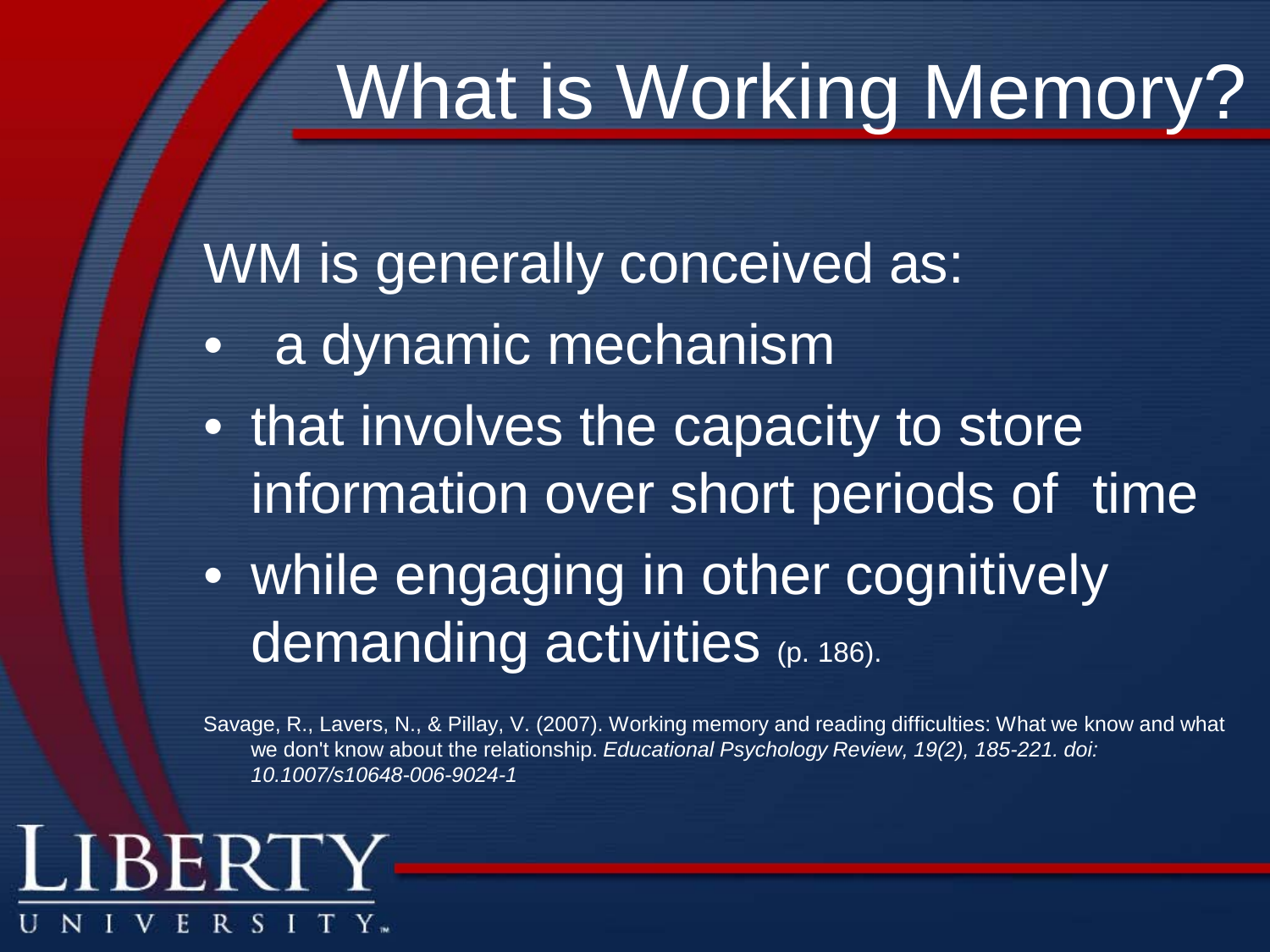# What is Working Memory?

WM is generally conceived as:

- a dynamic mechanism
- that involves the capacity to store information over short periods of time
- while engaging in other cognitively demanding activities (p. 186).

Savage, R., Lavers, N., & Pillay, V. (2007). Working memory and reading difficulties: What we know and what we don't know about the relationship. *Educational Psychology Review, 19(2), 185-221. doi: 10.1007/s10648-006-9024-1*

LIBERTY UNIVERSITY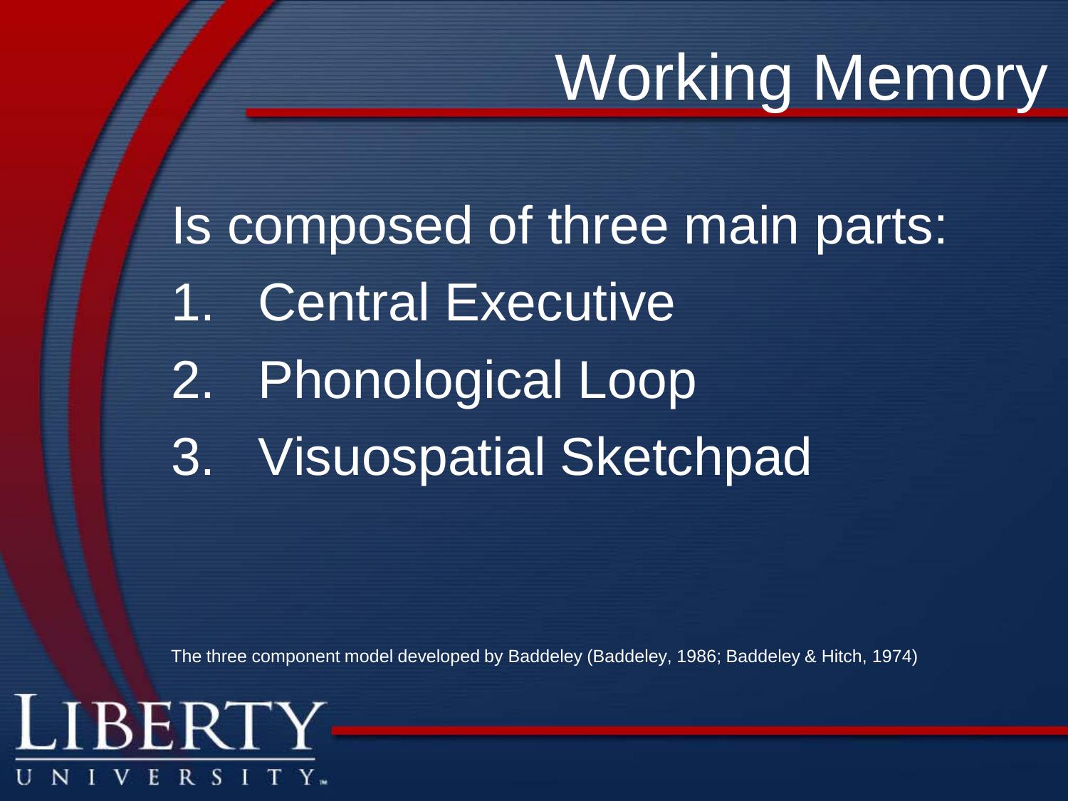# Working Memory

Is composed of three main parts:

1. Central Executive
2. Phonological Loop
3. Visuospatial Sketchpad

The three component model developed by Baddeley (Baddeley, 1986; Baddeley & Hitch, 1974)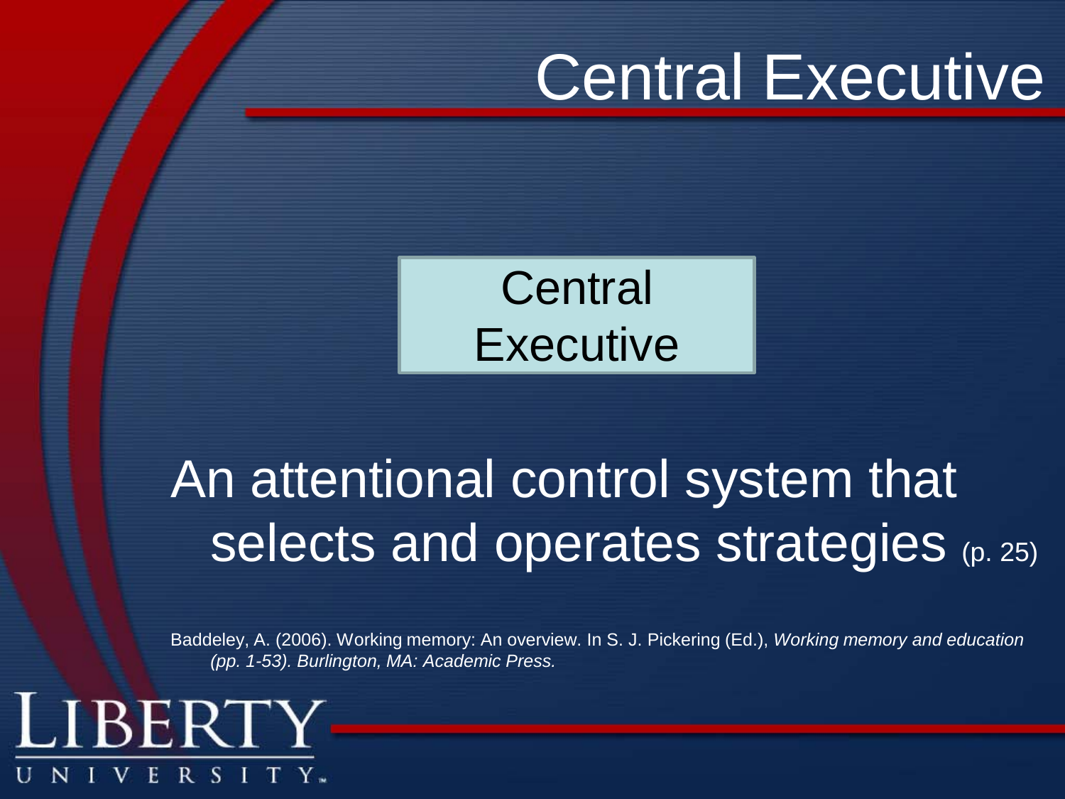# Central Executive

Central Executive

An attentional control system that selects and operates strategies (p. 25)

Baddeley, A. (2006). Working memory: An overview. In S. J. Pickering (Ed.), *Working memory and education (pp. 1-53). Burlington, MA: Academic Press.*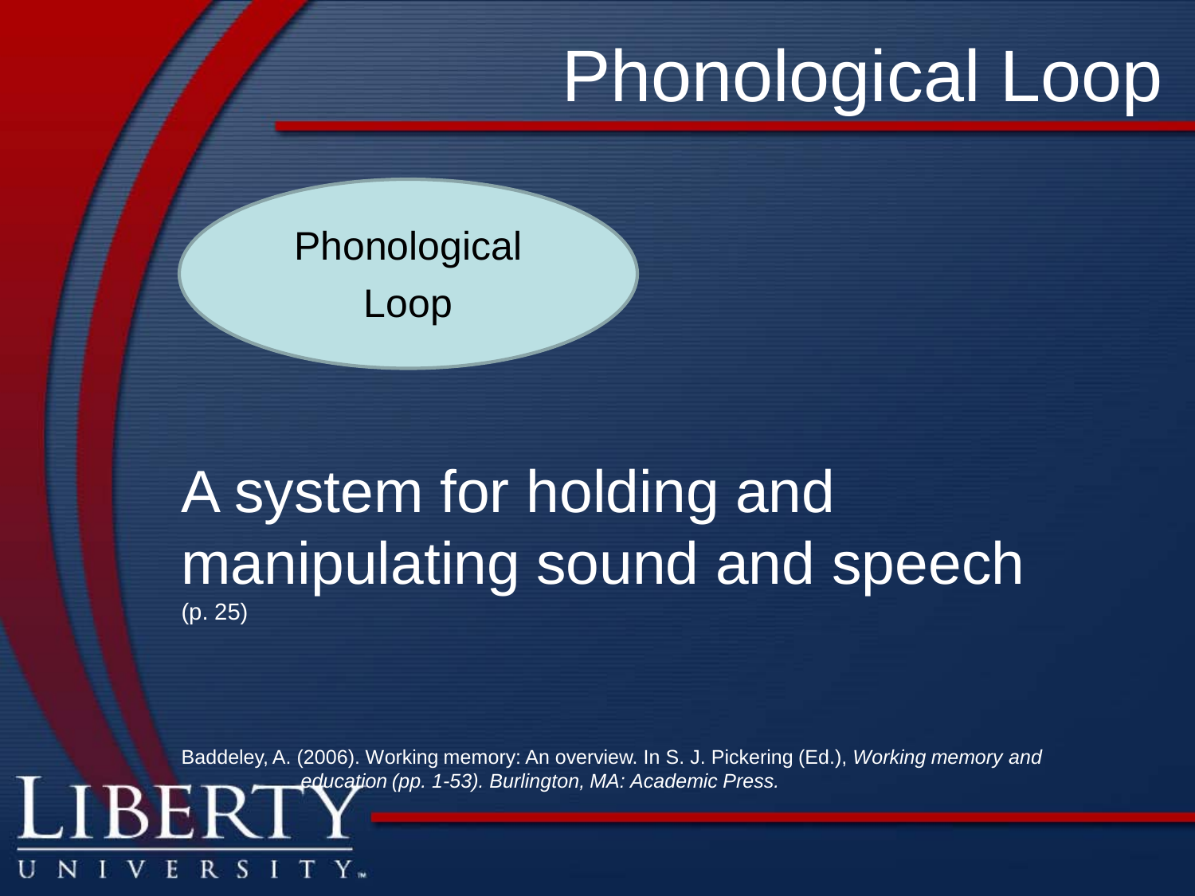# Phonological Loop

Phonological Loop

A system for holding and manipulating sound and speech (p. 25)

Baddeley, A. (2006). Working memory: An overview. In S. J. Pickering (Ed.), *Working memory and education (pp. 1-53). Burlington, MA: Academic Press.*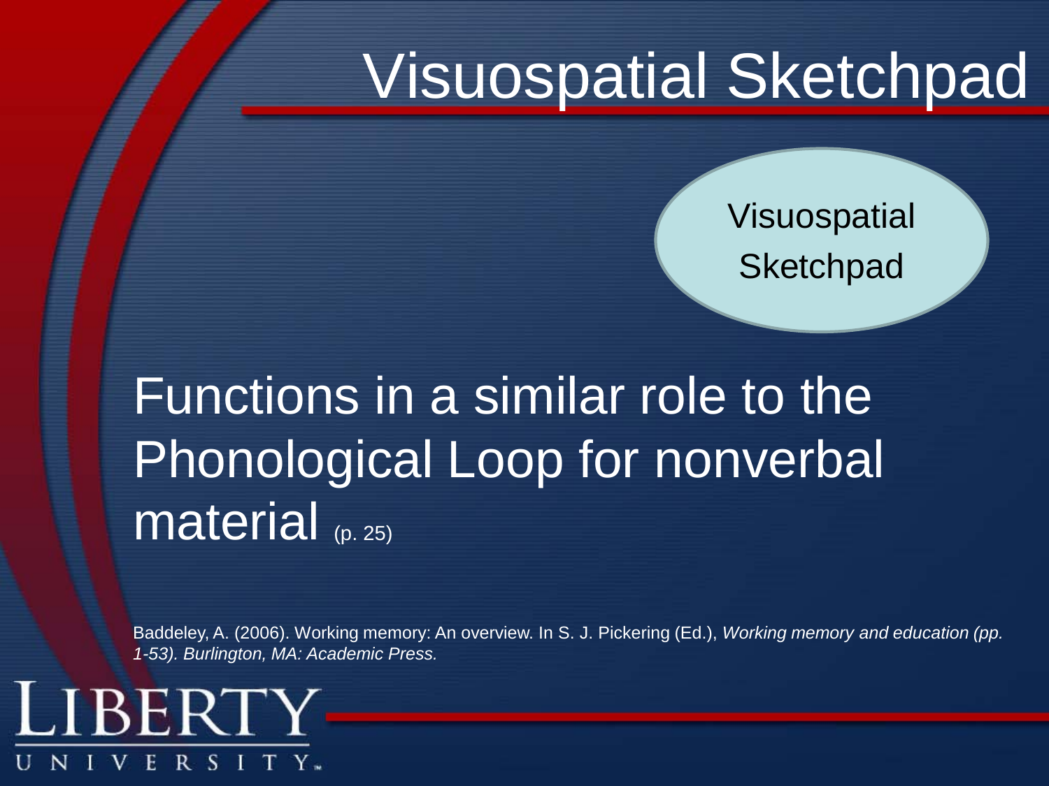# Visuospatial Sketchpad

Visuospatial Sketchpad

Functions in a similar role to the Phonological Loop for nonverbal material (p. 25)

Baddeley, A. (2006). Working memory: An overview. In S. J. Pickering (Ed.), *Working memory and education (pp. 1-53). Burlington, MA: Academic Press.*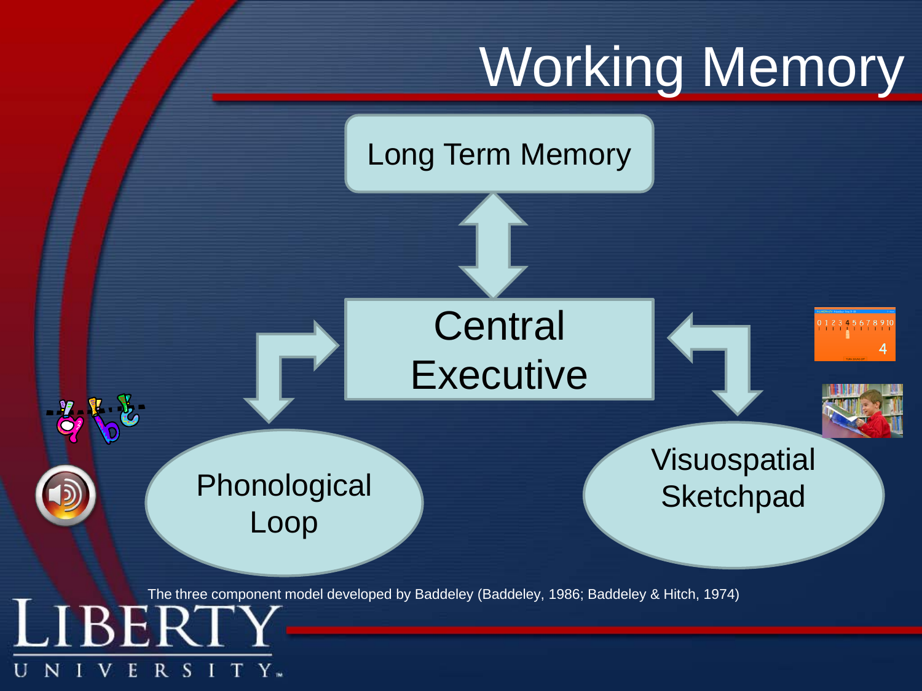# Working Memory

Long Term Memory

Central Executive

Phonological Loop

Visuospatial Sketchpad

The three component model developed by Baddeley (Baddeley, 1986; Baddeley & Hitch, 1974)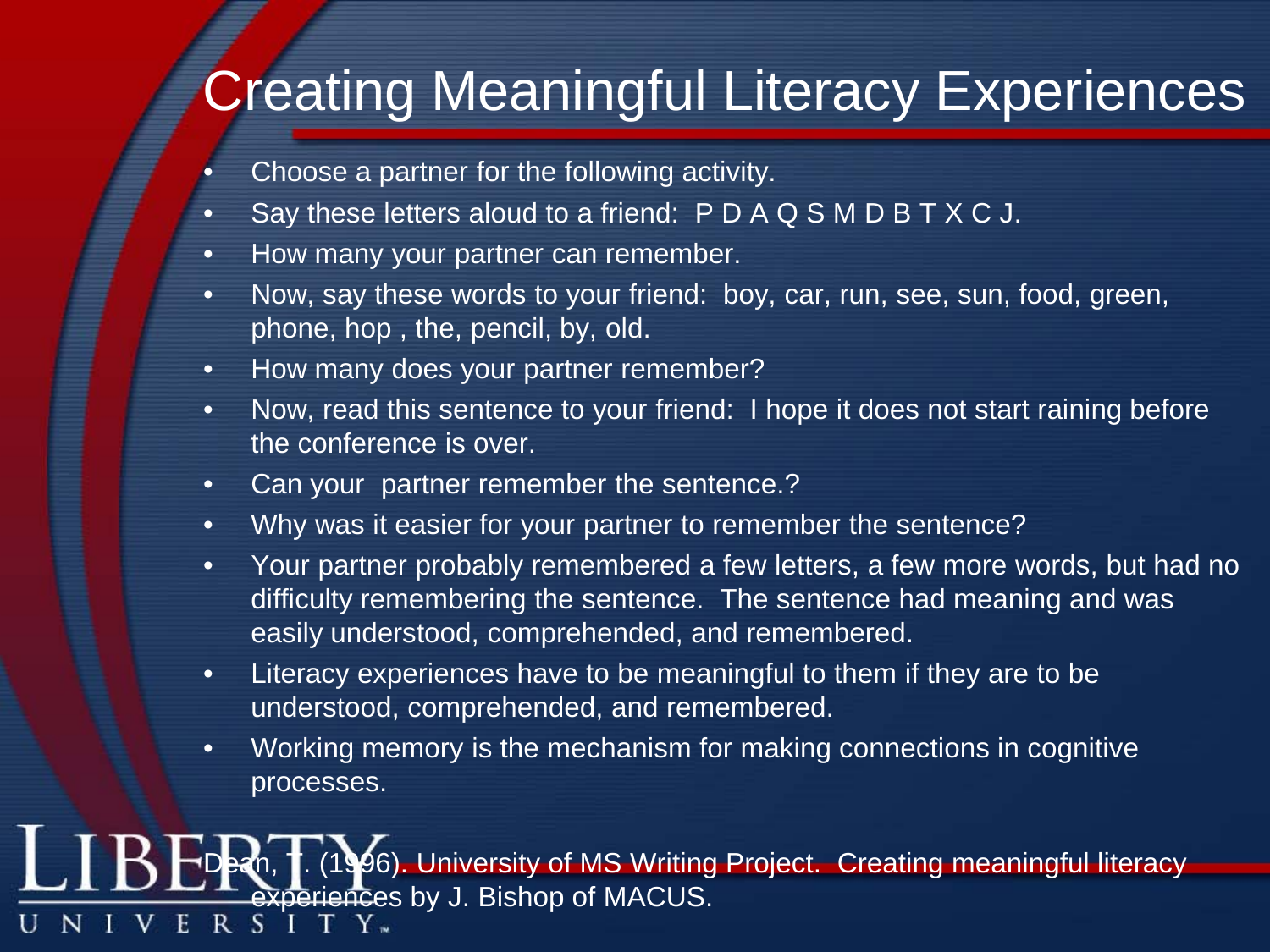# Creating Meaningful Literacy Experiences

- Choose a partner for the following activity.
- Say these letters aloud to a friend: P D A Q S M D B T X C J.
- How many your partner can remember.
- Now, say these words to your friend: boy, car, run, see, sun, food, green, phone, hop , the, pencil, by, old.
- How many does your partner remember?
- Now, read this sentence to your friend: I hope it does not start raining before the conference is over.
- Can your partner remember the sentence.?
- Why was it easier for your partner to remember the sentence?
- Your partner probably remembered a few letters, a few more words, but had no difficulty remembering the sentence. The sentence had meaning and was easily understood, comprehended, and remembered.
- Literacy experiences have to be meaningful to them if they are to be understood, comprehended, and remembered.
- Working memory is the mechanism for making connections in cognitive processes.

Dean, T. (1996). University of MS Writing Project. Creating meaningful literacy experiences by J. Bishop of MACUS.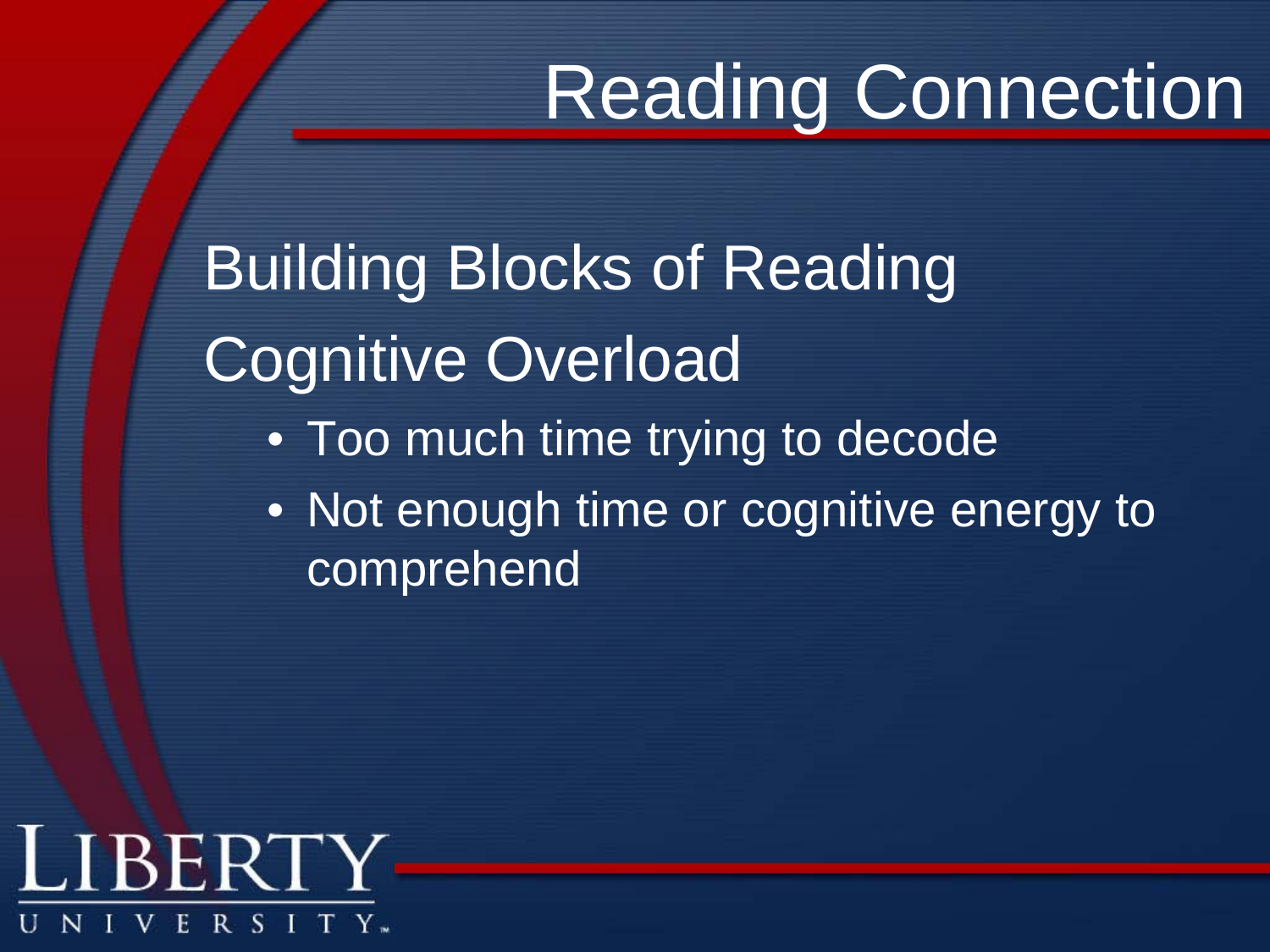# Reading Connection

Building Blocks of Reading

Cognitive Overload

- Too much time trying to decode
- Not enough time or cognitive energy to comprehend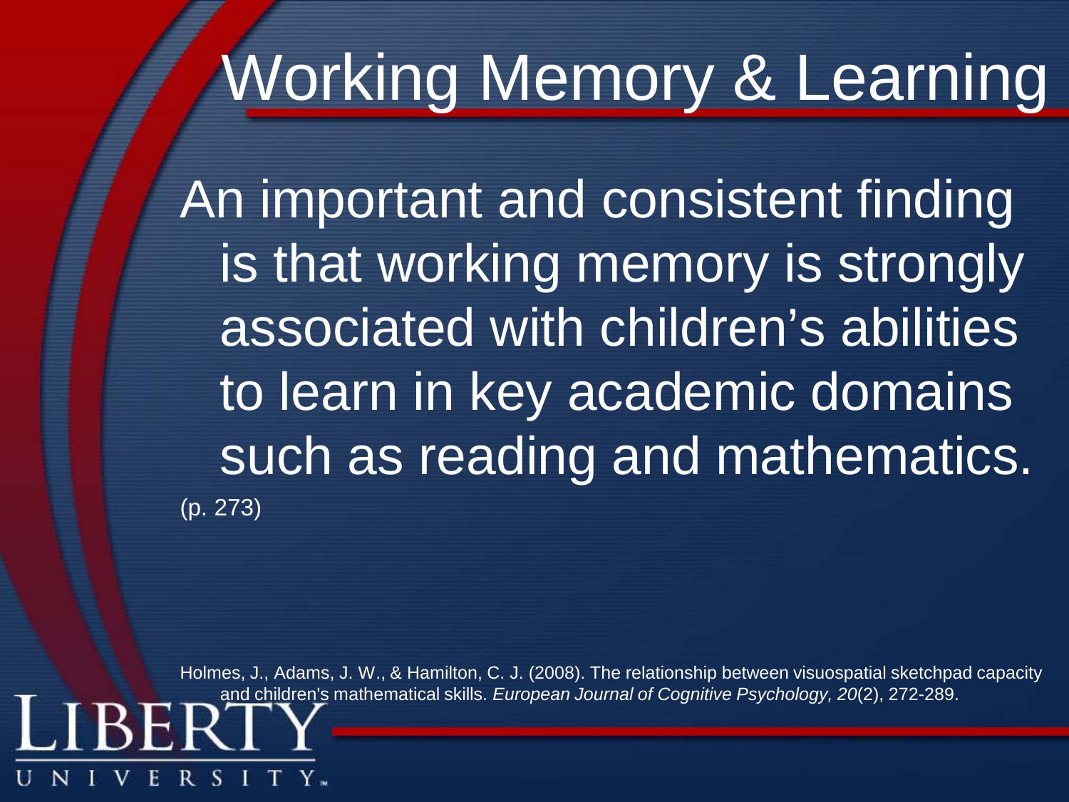# Working Memory & Learning

An important and consistent finding is that working memory is strongly associated with children's abilities to learn in key academic domains such as reading and mathematics.

(p. 273)

Holmes, J., Adams, J. W., & Hamilton, C. J. (2008). The relationship between visuospatial sketchpad capacity and children's mathematical skills. *European Journal of Cognitive Psychology, 20*(2), 272-289.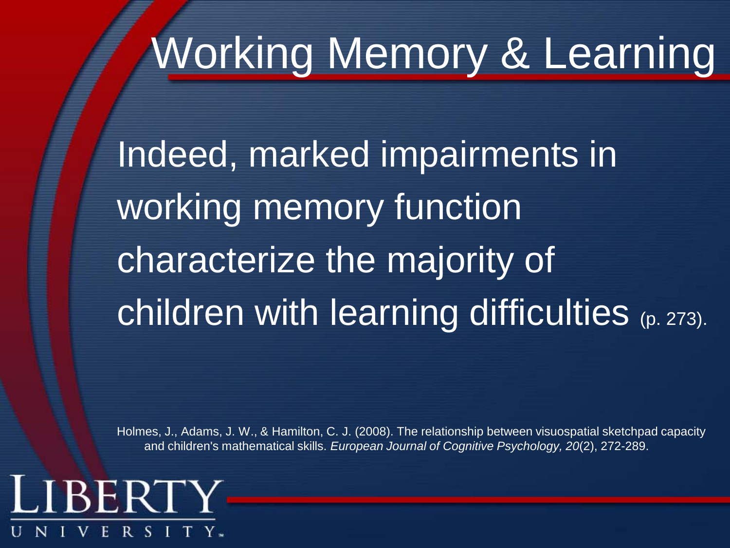# Working Memory & Learning

Indeed, marked impairments in working memory function characterize the majority of children with learning difficulties (p. 273).

Holmes, J., Adams, J. W., & Hamilton, C. J. (2008). The relationship between visuospatial sketchpad capacity and children's mathematical skills. *European Journal of Cognitive Psychology, 20*(2), 272-289.

LIBERTY UNIVERSITY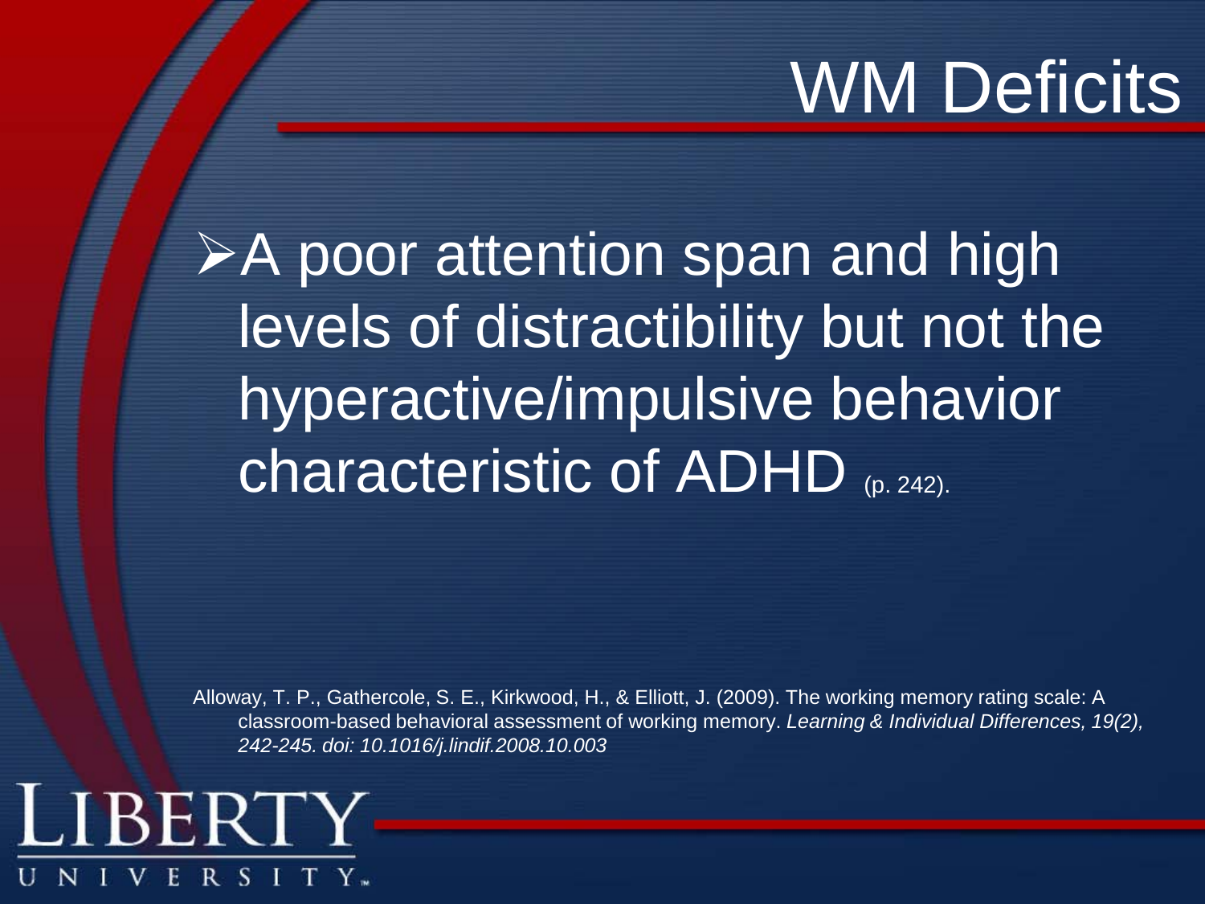# WM Deficits

- A poor attention span and high levels of distractibility but not the hyperactive/impulsive behavior characteristic of ADHD (p. 242).

Alloway, T. P., Gathercole, S. E., Kirkwood, H., & Elliott, J. (2009). The working memory rating scale: A classroom-based behavioral assessment of working memory. *Learning & Individual Differences, 19(2), 242-245. doi: 10.1016/j.lindif.2008.10.003*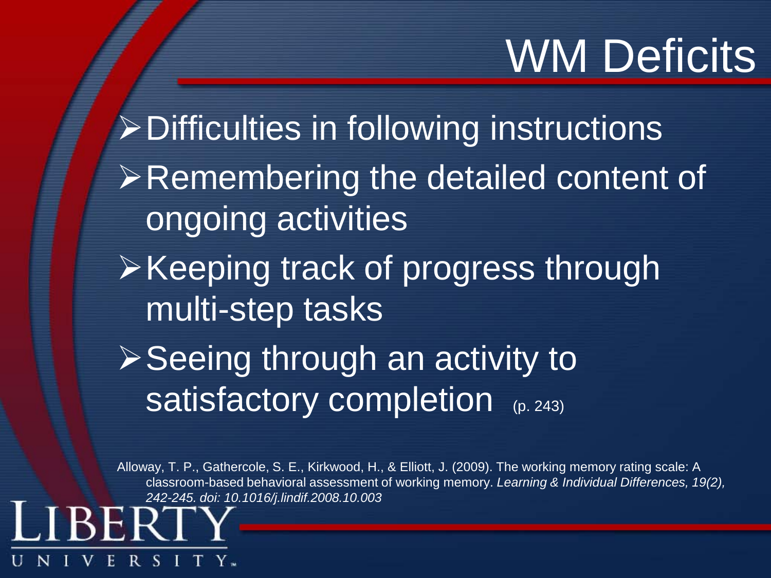# WM Deficits

- Difficulties in following instructions
- Remembering the detailed content of ongoing activities
- Keeping track of progress through multi-step tasks
- Seeing through an activity to satisfactory completion (p. 243)

Alloway, T. P., Gathercole, S. E., Kirkwood, H., & Elliott, J. (2009). The working memory rating scale: A classroom-based behavioral assessment of working memory. *Learning & Individual Differences, 19(2), 242-245. doi: 10.1016/j.lindif.2008.10.003*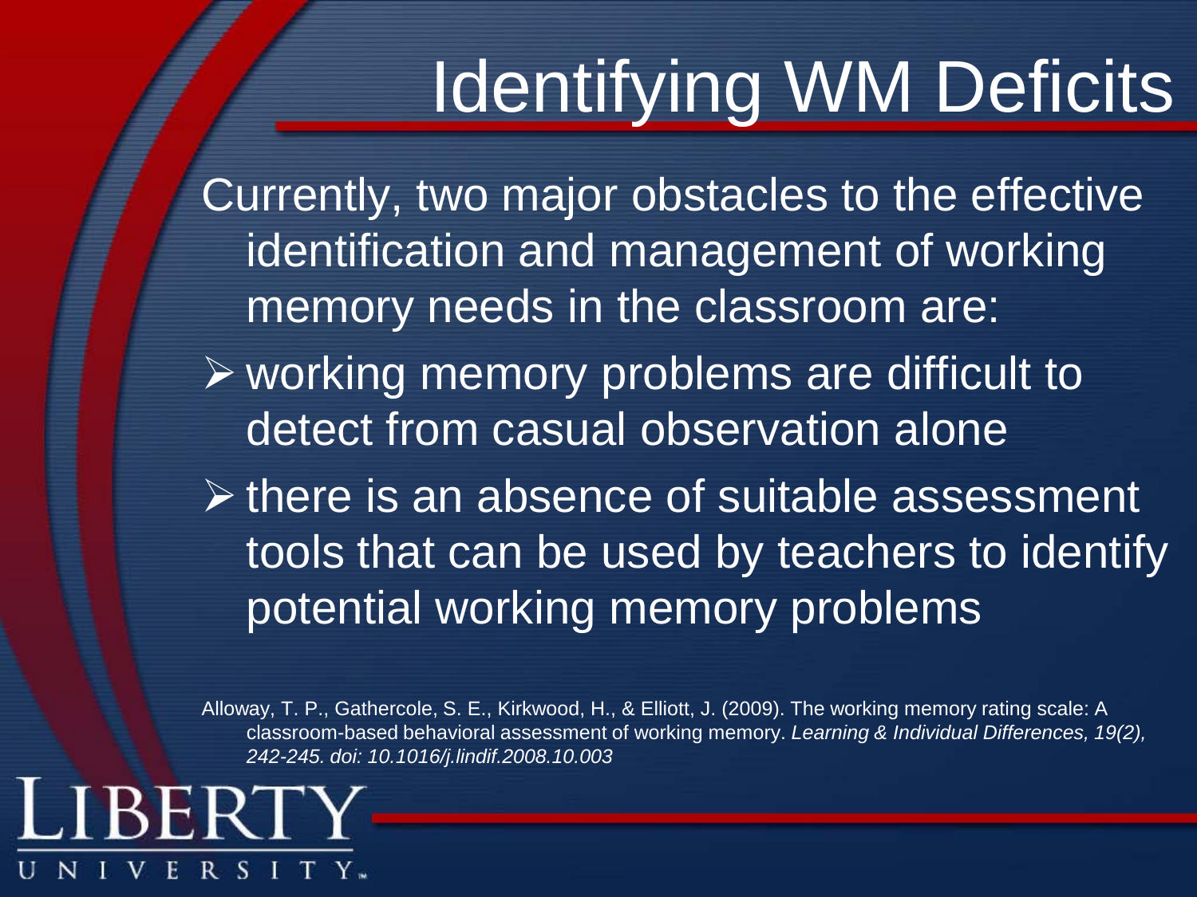# Identifying WM Deficits

Currently, two major obstacles to the effective identification and management of working memory needs in the classroom are:

- working memory problems are difficult to detect from casual observation alone
- there is an absence of suitable assessment tools that can be used by teachers to identify potential working memory problems

Alloway, T. P., Gathercole, S. E., Kirkwood, H., & Elliott, J. (2009). The working memory rating scale: A classroom-based behavioral assessment of working memory. *Learning & Individual Differences, 19(2), 242-245. doi: 10.1016/j.lindif.2008.10.003*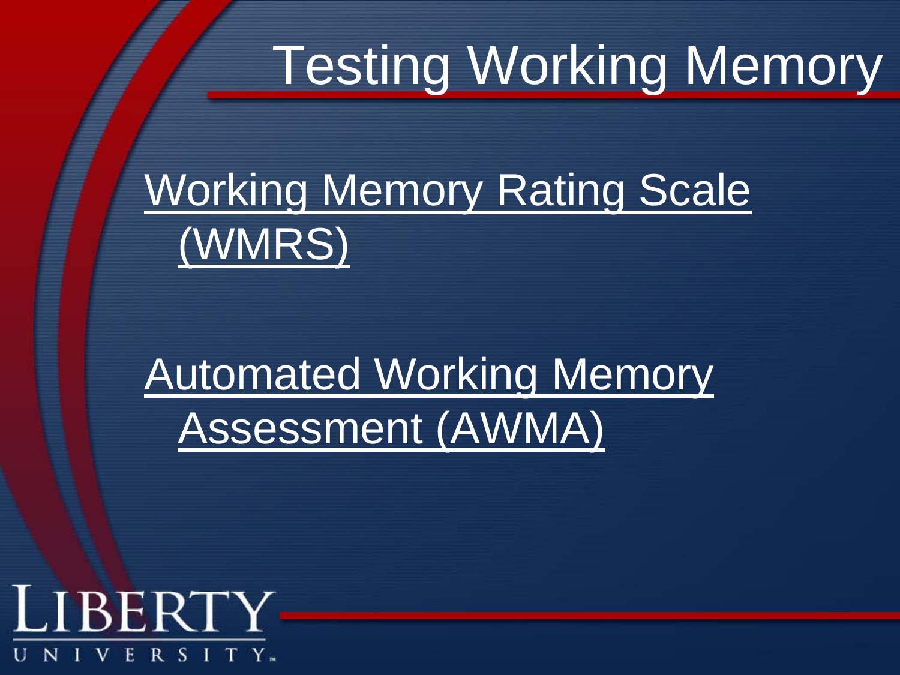# Testing Working Memory

Working Memory Rating Scale (WMRS)

Automated Working Memory Assessment (AWMA)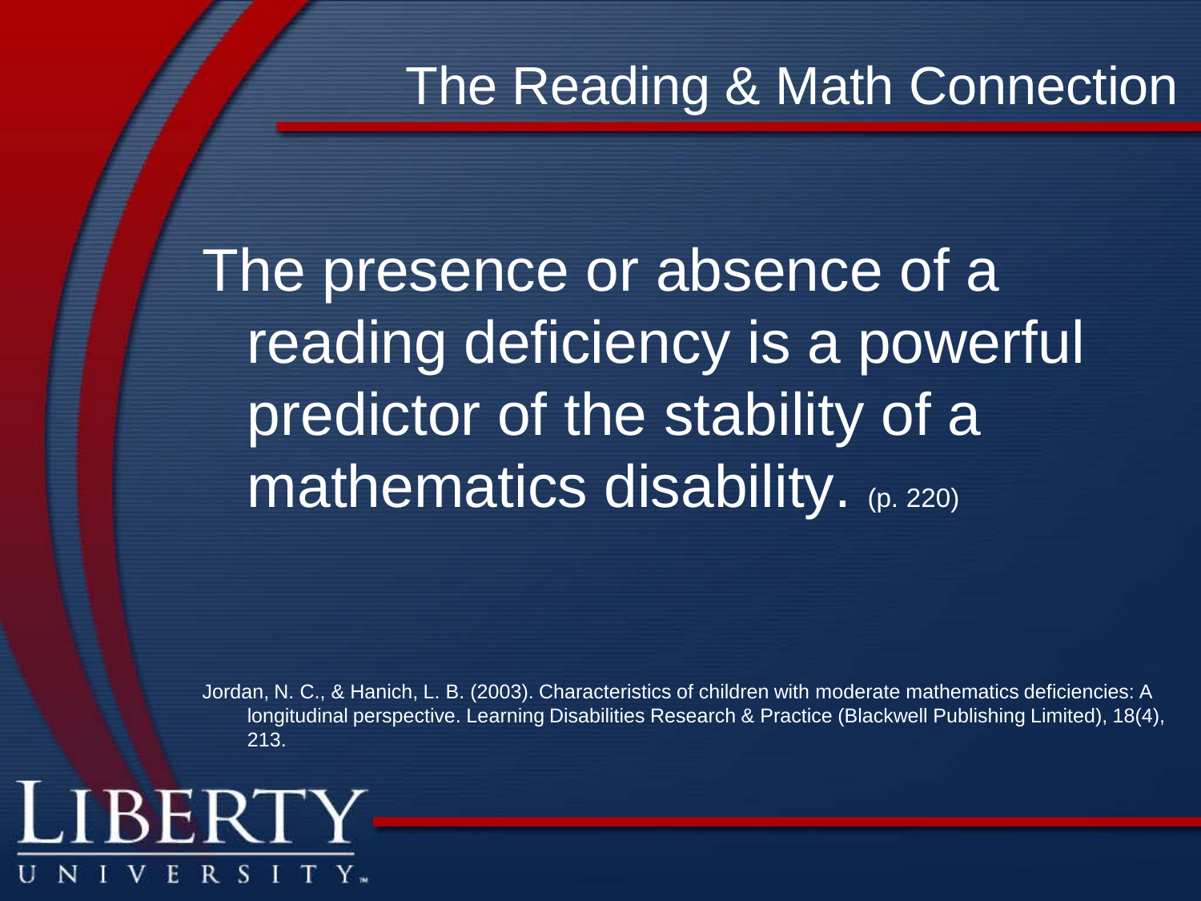# The Reading & Math Connection

The presence or absence of a reading deficiency is a powerful predictor of the stability of a mathematics disability. (p. 220)

Jordan, N. C., & Hanich, L. B. (2003). Characteristics of children with moderate mathematics deficiencies: A longitudinal perspective. Learning Disabilities Research & Practice (Blackwell Publishing Limited), 18(4), 213.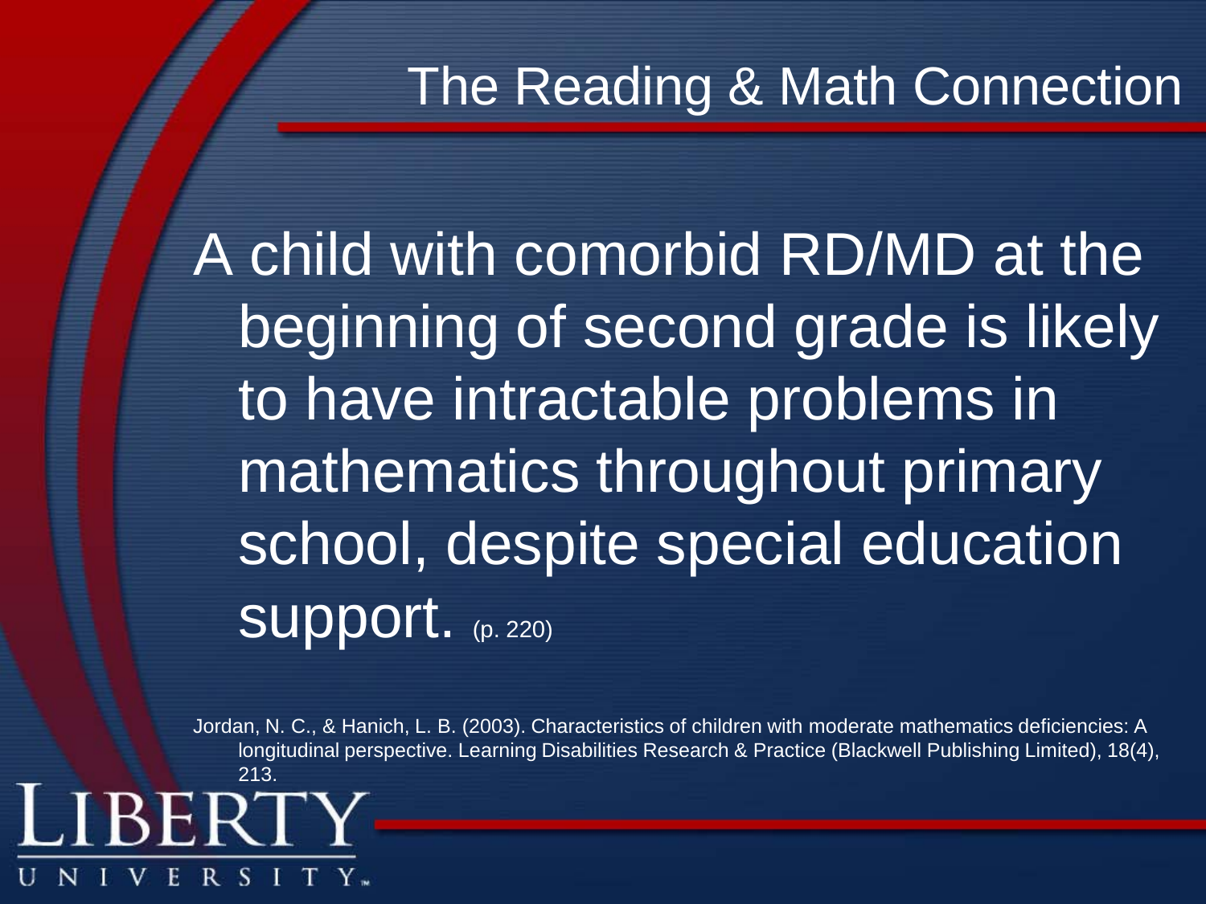# The Reading & Math Connection

A child with comorbid RD/MD at the beginning of second grade is likely to have intractable problems in mathematics throughout primary school, despite special education support. (p. 220)

Jordan, N. C., & Hanich, L. B. (2003). Characteristics of children with moderate mathematics deficiencies: A longitudinal perspective. Learning Disabilities Research & Practice (Blackwell Publishing Limited), 18(4), 213.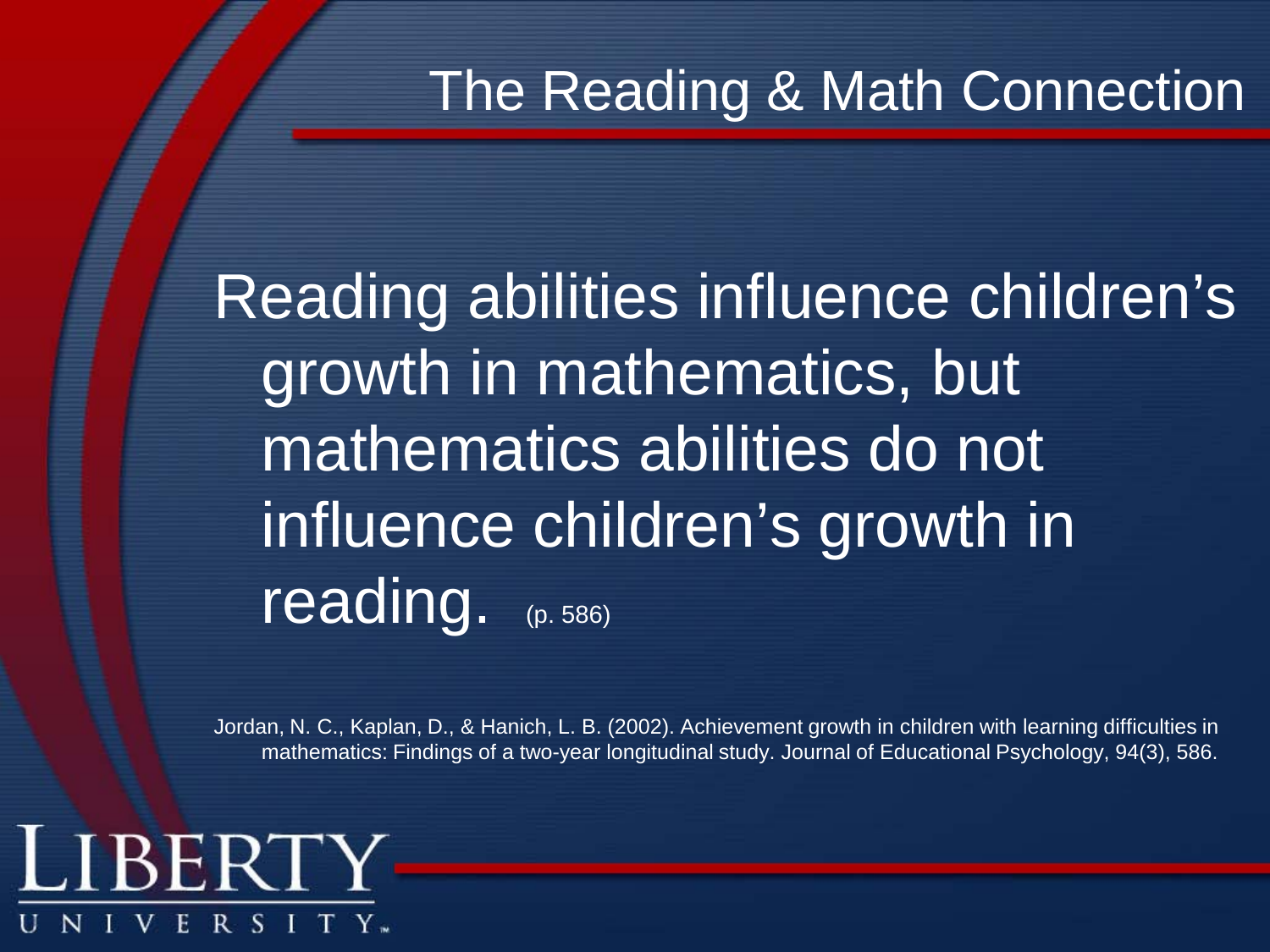# The Reading & Math Connection

Reading abilities influence children's growth in mathematics, but mathematics abilities do not influence children's growth in reading. (p. 586)

Jordan, N. C., Kaplan, D., & Hanich, L. B. (2002). Achievement growth in children with learning difficulties in mathematics: Findings of a two-year longitudinal study. Journal of Educational Psychology, 94(3), 586.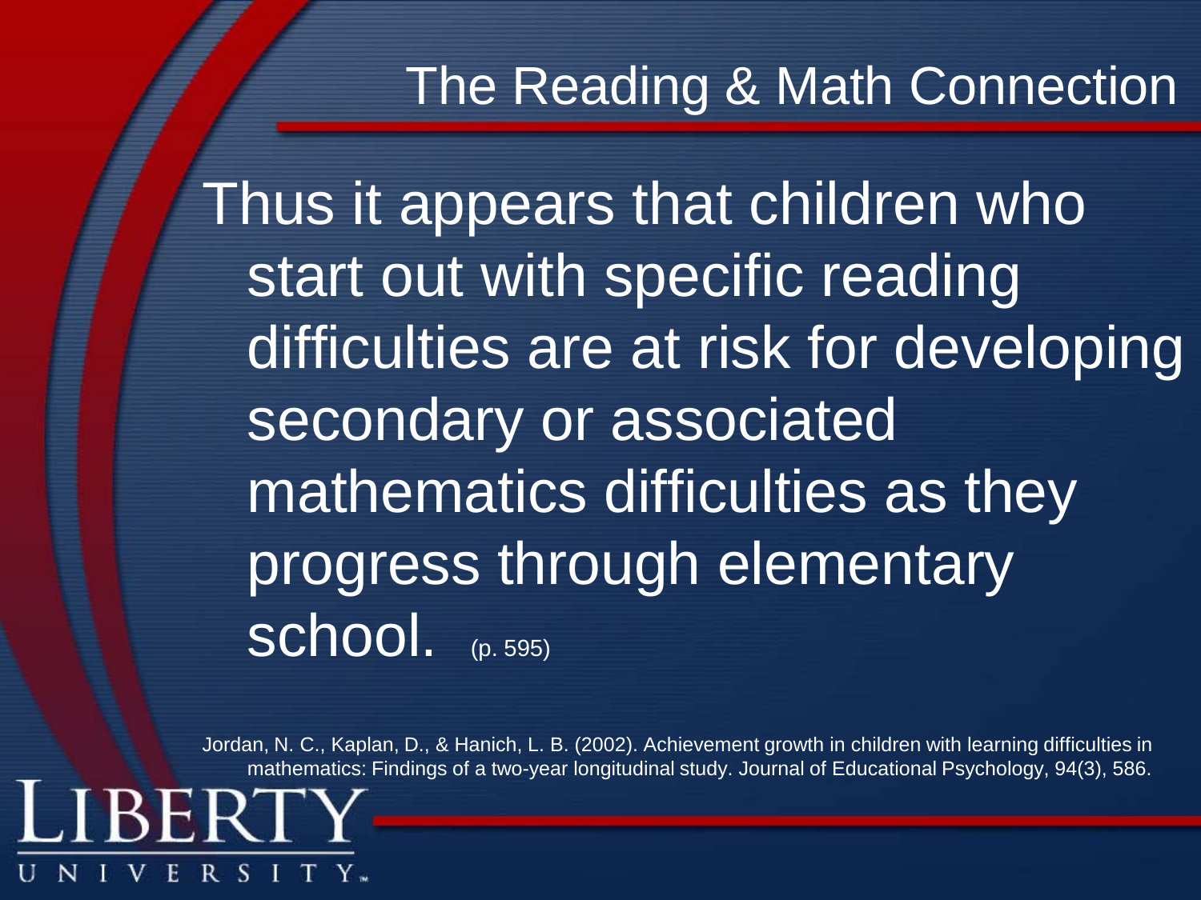# The Reading & Math Connection

Thus it appears that children who start out with specific reading difficulties are at risk for developing secondary or associated mathematics difficulties as they progress through elementary school. (p. 595)

Jordan, N. C., Kaplan, D., & Hanich, L. B. (2002). Achievement growth in children with learning difficulties in mathematics: Findings of a two-year longitudinal study. Journal of Educational Psychology, 94(3), 586.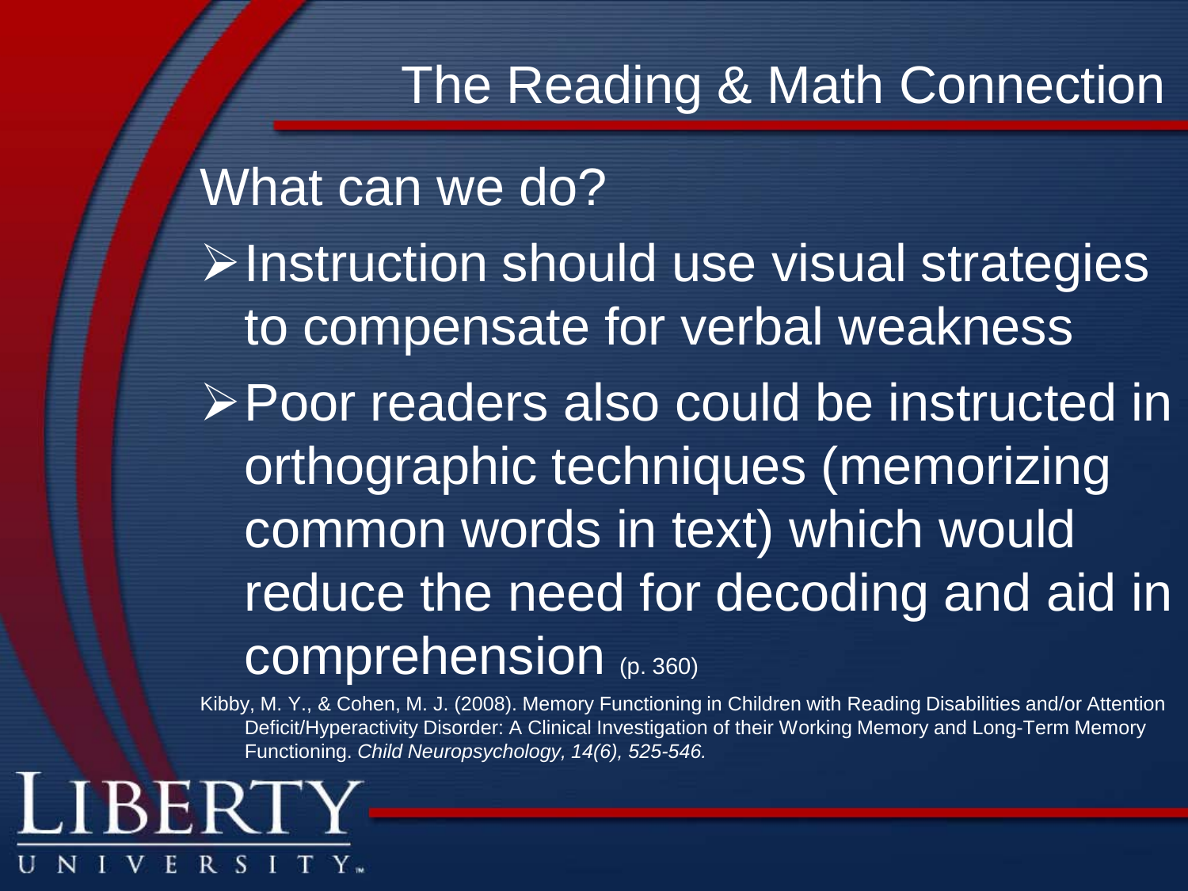# The Reading & Math Connection

## What can we do?

- Instruction should use visual strategies to compensate for verbal weakness
- Poor readers also could be instructed in orthographic techniques (memorizing common words in text) which would reduce the need for decoding and aid in comprehension (p. 360)

Kibby, M. Y., & Cohen, M. J. (2008). Memory Functioning in Children with Reading Disabilities and/or Attention Deficit/Hyperactivity Disorder: A Clinical Investigation of their Working Memory and Long-Term Memory Functioning. *Child Neuropsychology, 14(6), 525-546.*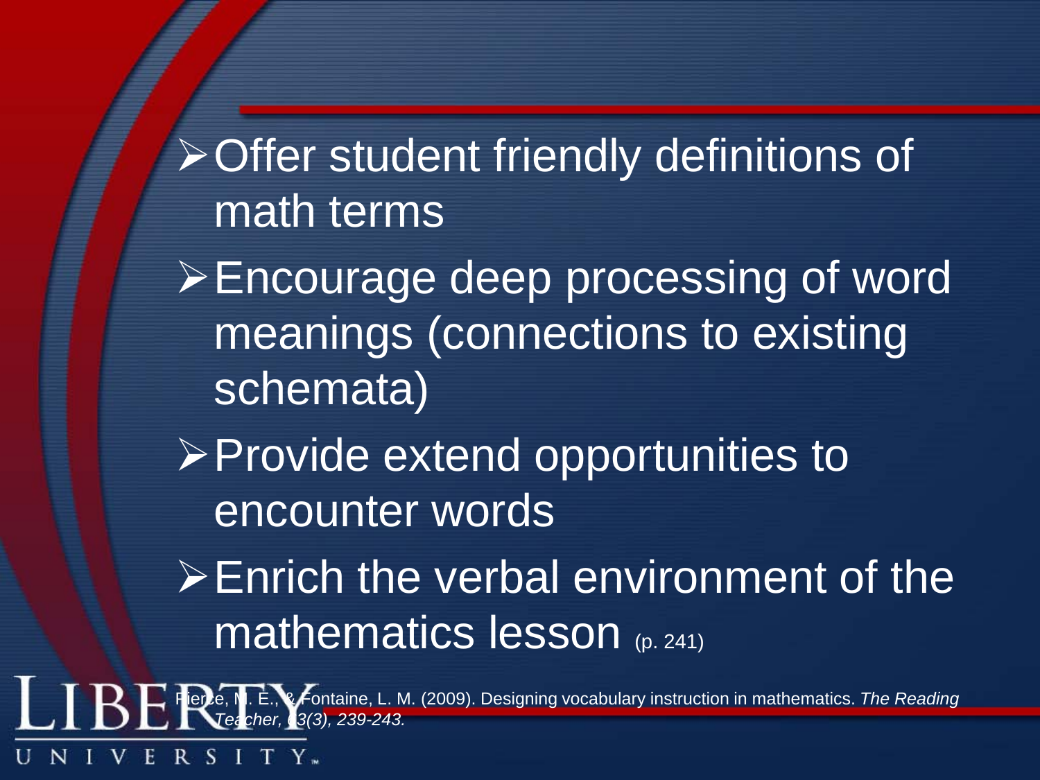- Offer student friendly definitions of math terms
- Encourage deep processing of word meanings (connections to existing schemata)
- Provide extend opportunities to encounter words
- Enrich the verbal environment of the mathematics lesson (p. 241)

Pierce, M. E., & Fontaine, L. M. (2009). Designing vocabulary instruction in mathematics. *The Reading Teacher, 63(3), 239-243.*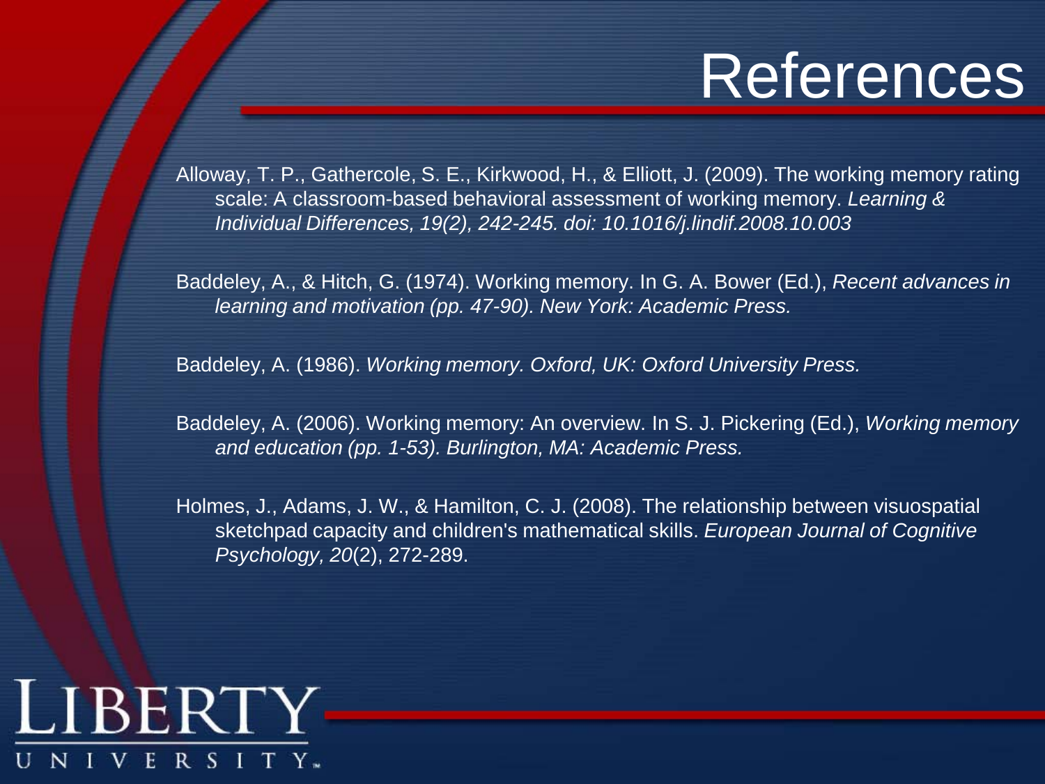# References

Alloway, T. P., Gathercole, S. E., Kirkwood, H., & Elliott, J. (2009). The working memory rating scale: A classroom-based behavioral assessment of working memory. *Learning & Individual Differences, 19(2), 242-245. doi: 10.1016/j.lindif.2008.10.003*

Baddeley, A., & Hitch, G. (1974). Working memory. In G. A. Bower (Ed.), *Recent advances in learning and motivation (pp. 47-90). New York: Academic Press.*

Baddeley, A. (1986). *Working memory. Oxford, UK: Oxford University Press.*

Baddeley, A. (2006). Working memory: An overview. In S. J. Pickering (Ed.), *Working memory and education (pp. 1-53). Burlington, MA: Academic Press.*

Holmes, J., Adams, J. W., & Hamilton, C. J. (2008). The relationship between visuospatial sketchpad capacity and children's mathematical skills. *European Journal of Cognitive Psychology, 20*(2), 272-289.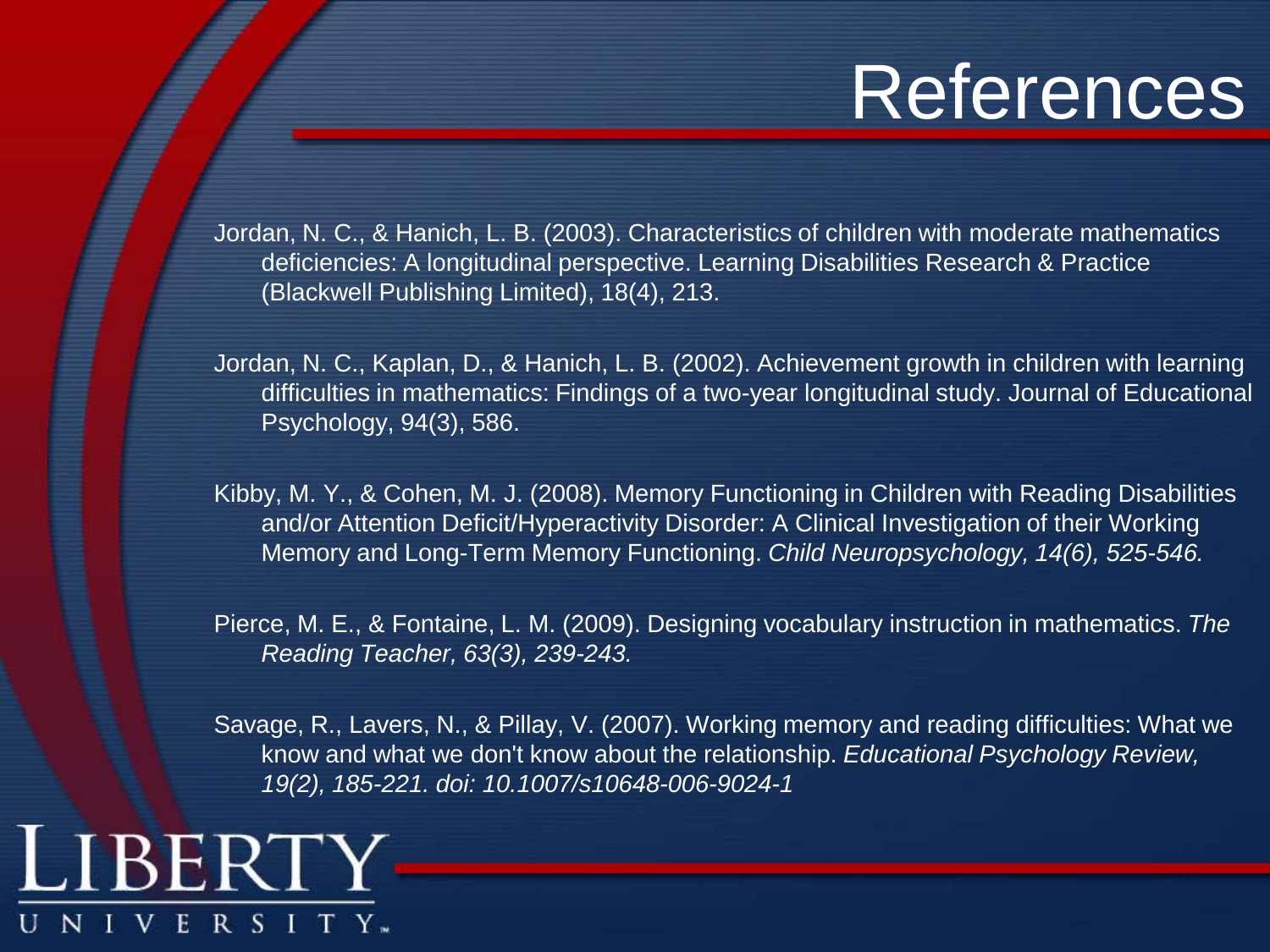# References

Jordan, N. C., & Hanich, L. B. (2003). Characteristics of children with moderate mathematics deficiencies: A longitudinal perspective. Learning Disabilities Research & Practice (Blackwell Publishing Limited), 18(4), 213.

Jordan, N. C., Kaplan, D., & Hanich, L. B. (2002). Achievement growth in children with learning difficulties in mathematics: Findings of a two-year longitudinal study. Journal of Educational Psychology, 94(3), 586.

Kibby, M. Y., & Cohen, M. J. (2008). Memory Functioning in Children with Reading Disabilities and/or Attention Deficit/Hyperactivity Disorder: A Clinical Investigation of their Working Memory and Long-Term Memory Functioning. *Child Neuropsychology, 14(6), 525-546.*

Pierce, M. E., & Fontaine, L. M. (2009). Designing vocabulary instruction in mathematics. *The Reading Teacher, 63(3), 239-243.*

Savage, R., Lavers, N., & Pillay, V. (2007). Working memory and reading difficulties: What we know and what we don't know about the relationship. *Educational Psychology Review, 19(2), 185-221. doi: 10.1007/s10648-006-9024-1*

LIBERTY UNIVERSITY